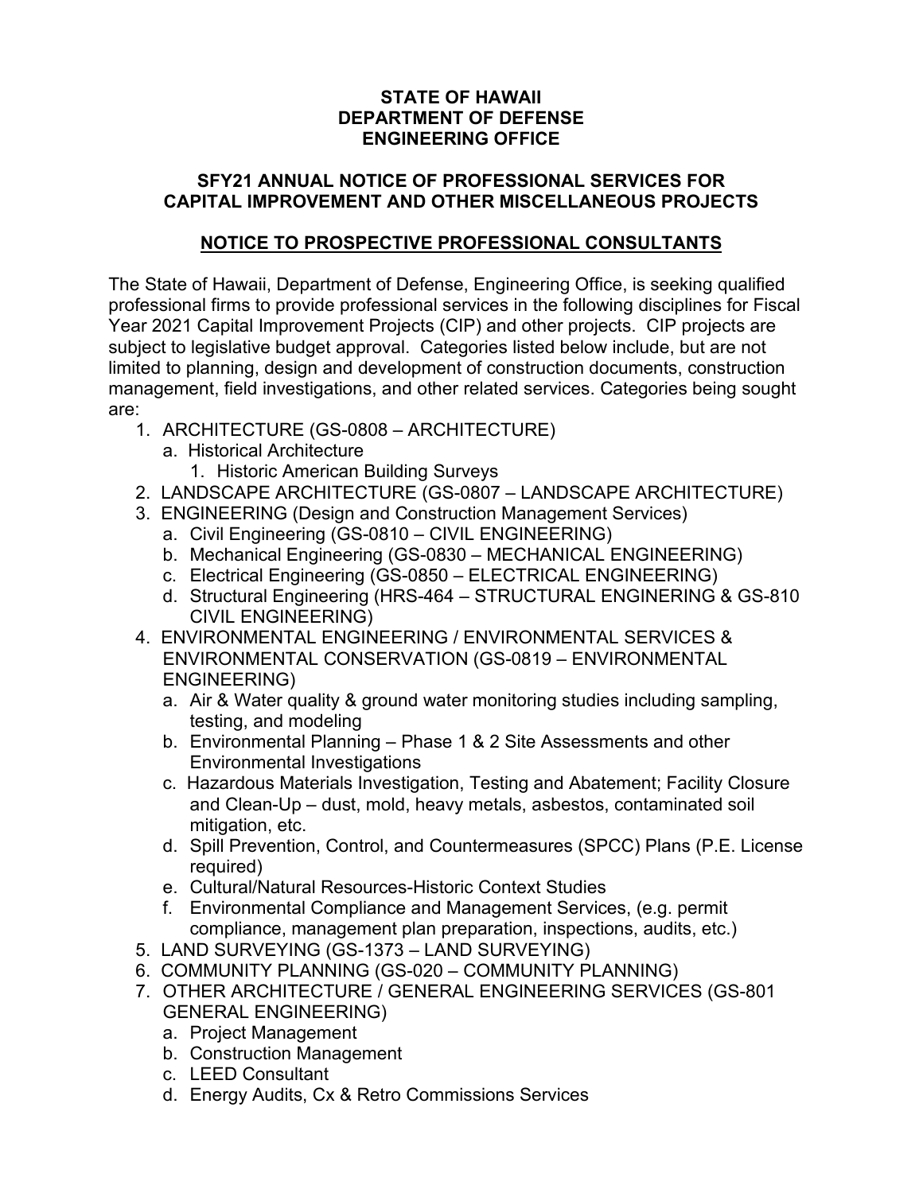**STATE OF HAWAII**
**DEPARTMENT OF DEFENSE**
**ENGINEERING OFFICE**

**SFY21 ANNUAL NOTICE OF PROFESSIONAL SERVICES FOR CAPITAL IMPROVEMENT AND OTHER MISCELLANEOUS PROJECTS**

**NOTICE TO PROSPECTIVE PROFESSIONAL CONSULTANTS**

The State of Hawaii, Department of Defense, Engineering Office, is seeking qualified professional firms to provide professional services in the following disciplines for Fiscal Year 2021 Capital Improvement Projects (CIP) and other projects. CIP projects are subject to legislative budget approval. Categories listed below include, but are not limited to planning, design and development of construction documents, construction management, field investigations, and other related services. Categories being sought are:

1. ARCHITECTURE (GS-0808 – ARCHITECTURE)
   a. Historical Architecture
      1. Historic American Building Surveys
2. LANDSCAPE ARCHITECTURE (GS-0807 – LANDSCAPE ARCHITECTURE)
3. ENGINEERING (Design and Construction Management Services)
   a. Civil Engineering (GS-0810 – CIVIL ENGINEERING)
   b. Mechanical Engineering (GS-0830 – MECHANICAL ENGINEERING)
   c. Electrical Engineering (GS-0850 – ELECTRICAL ENGINEERING)
   d. Structural Engineering (HRS-464 – STRUCTURAL ENGINERING & GS-810 CIVIL ENGINEERING)
4. ENVIRONMENTAL ENGINEERING / ENVIRONMENTAL SERVICES & ENVIRONMENTAL CONSERVATION (GS-0819 – ENVIRONMENTAL ENGINEERING)
   a. Air & Water quality & ground water monitoring studies including sampling, testing, and modeling
   b. Environmental Planning – Phase 1 & 2 Site Assessments and other Environmental Investigations
   c. Hazardous Materials Investigation, Testing and Abatement; Facility Closure and Clean-Up – dust, mold, heavy metals, asbestos, contaminated soil mitigation, etc.
   d. Spill Prevention, Control, and Countermeasures (SPCC) Plans (P.E. License required)
   e. Cultural/Natural Resources-Historic Context Studies
   f. Environmental Compliance and Management Services, (e.g. permit compliance, management plan preparation, inspections, audits, etc.)
5. LAND SURVEYING (GS-1373 – LAND SURVEYING)
6. COMMUNITY PLANNING (GS-020 – COMMUNITY PLANNING)
7. OTHER ARCHITECTURE / GENERAL ENGINEERING SERVICES (GS-801 GENERAL ENGINEERING)
   a. Project Management
   b. Construction Management
   c. LEED Consultant
   d. Energy Audits, Cx & Retro Commissions Services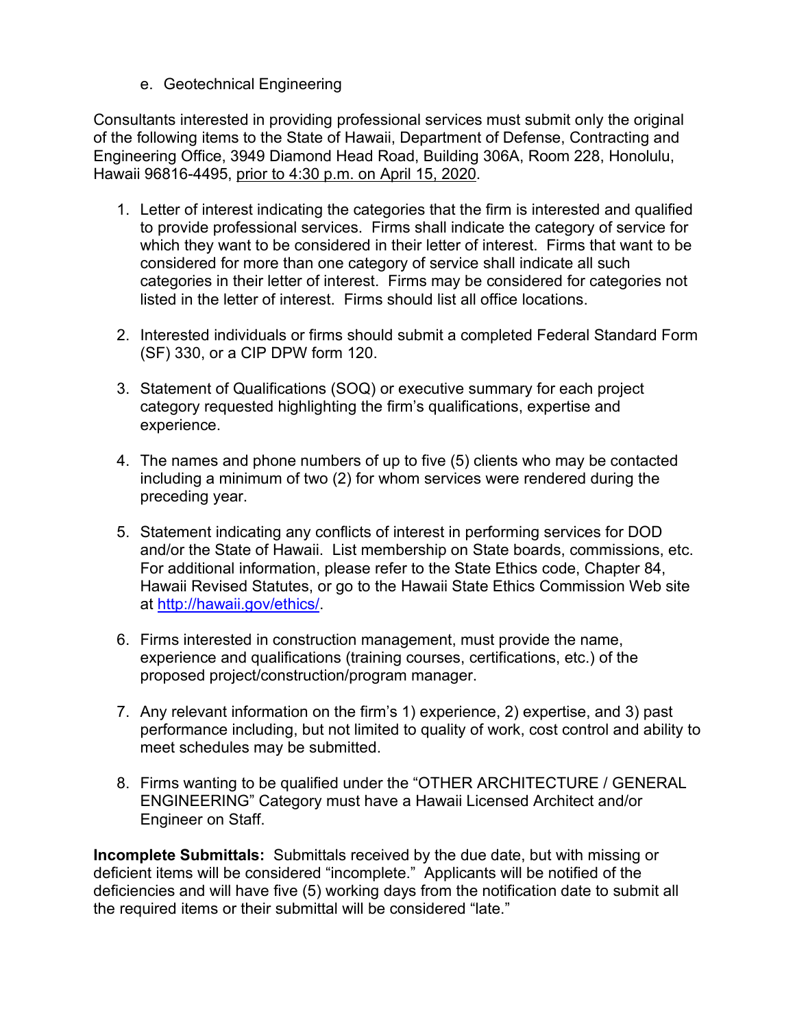e. Geotechnical Engineering

Consultants interested in providing professional services must submit only the original of the following items to the State of Hawaii, Department of Defense, Contracting and Engineering Office, 3949 Diamond Head Road, Building 306A, Room 228, Honolulu, Hawaii 96816-4495, prior to 4:30 p.m. on April 15, 2020.

1. Letter of interest indicating the categories that the firm is interested and qualified to provide professional services. Firms shall indicate the category of service for which they want to be considered in their letter of interest. Firms that want to be considered for more than one category of service shall indicate all such categories in their letter of interest. Firms may be considered for categories not listed in the letter of interest. Firms should list all office locations.

2. Interested individuals or firms should submit a completed Federal Standard Form (SF) 330, or a CIP DPW form 120.

3. Statement of Qualifications (SOQ) or executive summary for each project category requested highlighting the firm's qualifications, expertise and experience.

4. The names and phone numbers of up to five (5) clients who may be contacted including a minimum of two (2) for whom services were rendered during the preceding year.

5. Statement indicating any conflicts of interest in performing services for DOD and/or the State of Hawaii. List membership on State boards, commissions, etc. For additional information, please refer to the State Ethics code, Chapter 84, Hawaii Revised Statutes, or go to the Hawaii State Ethics Commission Web site at http://hawaii.gov/ethics/.

6. Firms interested in construction management, must provide the name, experience and qualifications (training courses, certifications, etc.) of the proposed project/construction/program manager.

7. Any relevant information on the firm's 1) experience, 2) expertise, and 3) past performance including, but not limited to quality of work, cost control and ability to meet schedules may be submitted.

8. Firms wanting to be qualified under the "OTHER ARCHITECTURE / GENERAL ENGINEERING" Category must have a Hawaii Licensed Architect and/or Engineer on Staff.

**Incomplete Submittals:** Submittals received by the due date, but with missing or deficient items will be considered "incomplete." Applicants will be notified of the deficiencies and will have five (5) working days from the notification date to submit all the required items or their submittal will be considered "late."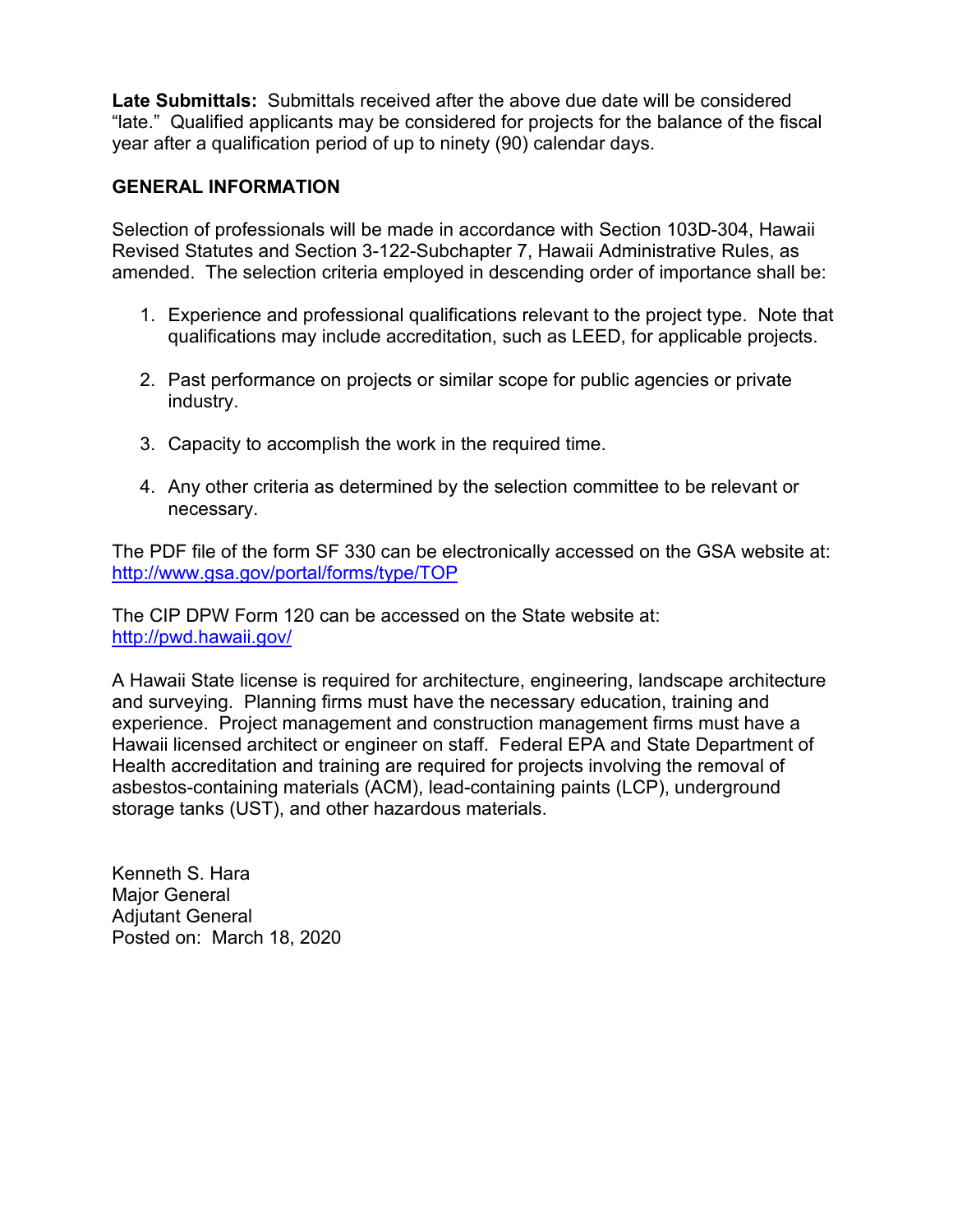**Late Submittals:** Submittals received after the above due date will be considered "late." Qualified applicants may be considered for projects for the balance of the fiscal year after a qualification period of up to ninety (90) calendar days.

## GENERAL INFORMATION

Selection of professionals will be made in accordance with Section 103D-304, Hawaii Revised Statutes and Section 3-122-Subchapter 7, Hawaii Administrative Rules, as amended. The selection criteria employed in descending order of importance shall be:

1. Experience and professional qualifications relevant to the project type. Note that qualifications may include accreditation, such as LEED, for applicable projects.

2. Past performance on projects or similar scope for public agencies or private industry.

3. Capacity to accomplish the work in the required time.

4. Any other criteria as determined by the selection committee to be relevant or necessary.

The PDF file of the form SF 330 can be electronically accessed on the GSA website at: http://www.gsa.gov/portal/forms/type/TOP

The CIP DPW Form 120 can be accessed on the State website at: http://pwd.hawaii.gov/

A Hawaii State license is required for architecture, engineering, landscape architecture and surveying. Planning firms must have the necessary education, training and experience. Project management and construction management firms must have a Hawaii licensed architect or engineer on staff. Federal EPA and State Department of Health accreditation and training are required for projects involving the removal of asbestos-containing materials (ACM), lead-containing paints (LCP), underground storage tanks (UST), and other hazardous materials.

Kenneth S. Hara
Major General
Adjutant General
Posted on: March 18, 2020